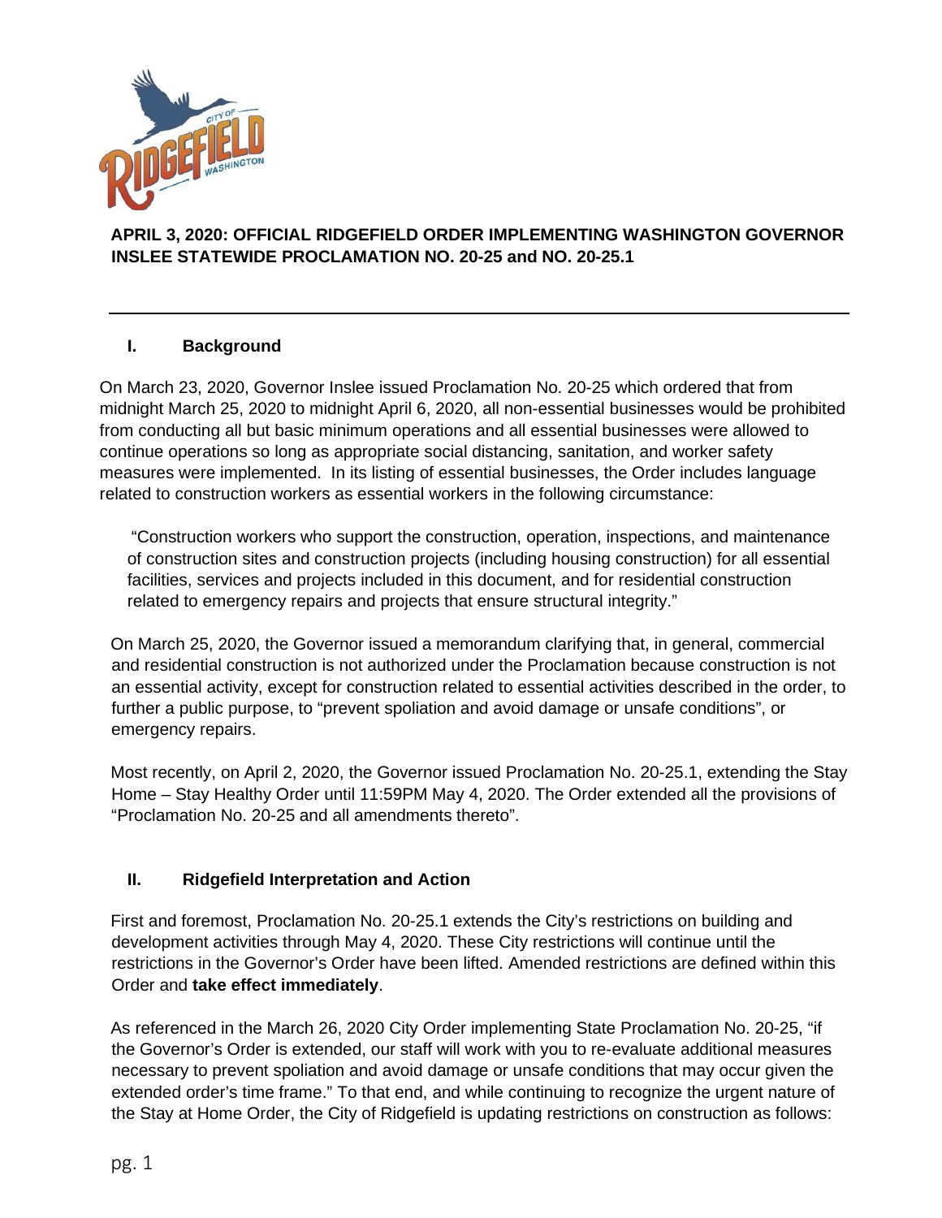**APRIL 3, 2020: OFFICIAL RIDGEFIELD ORDER IMPLEMENTING WASHINGTON GOVERNOR INSLEE STATEWIDE PROCLAMATION NO. 20-25 and NO. 20-25.1**

---

## I. Background

On March 23, 2020, Governor Inslee issued Proclamation No. 20-25 which ordered that from midnight March 25, 2020 to midnight April 6, 2020, all non-essential businesses would be prohibited from conducting all but basic minimum operations and all essential businesses were allowed to continue operations so long as appropriate social distancing, sanitation, and worker safety measures were implemented. In its listing of essential businesses, the Order includes language related to construction workers as essential workers in the following circumstance:

> "Construction workers who support the construction, operation, inspections, and maintenance of construction sites and construction projects (including housing construction) for all essential facilities, services and projects included in this document, and for residential construction related to emergency repairs and projects that ensure structural integrity."

On March 25, 2020, the Governor issued a memorandum clarifying that, in general, commercial and residential construction is not authorized under the Proclamation because construction is not an essential activity, except for construction related to essential activities described in the order, to further a public purpose, to "prevent spoliation and avoid damage or unsafe conditions", or emergency repairs.

Most recently, on April 2, 2020, the Governor issued Proclamation No. 20-25.1, extending the Stay Home – Stay Healthy Order until 11:59PM May 4, 2020. The Order extended all the provisions of "Proclamation No. 20-25 and all amendments thereto".

## II. Ridgefield Interpretation and Action

First and foremost, Proclamation No. 20-25.1 extends the City's restrictions on building and development activities through May 4, 2020. These City restrictions will continue until the restrictions in the Governor's Order have been lifted. Amended restrictions are defined within this Order and **take effect immediately**.

As referenced in the March 26, 2020 City Order implementing State Proclamation No. 20-25, "if the Governor's Order is extended, our staff will work with you to re-evaluate additional measures necessary to prevent spoliation and avoid damage or unsafe conditions that may occur given the extended order's time frame." To that end, and while continuing to recognize the urgent nature of the Stay at Home Order, the City of Ridgefield is updating restrictions on construction as follows: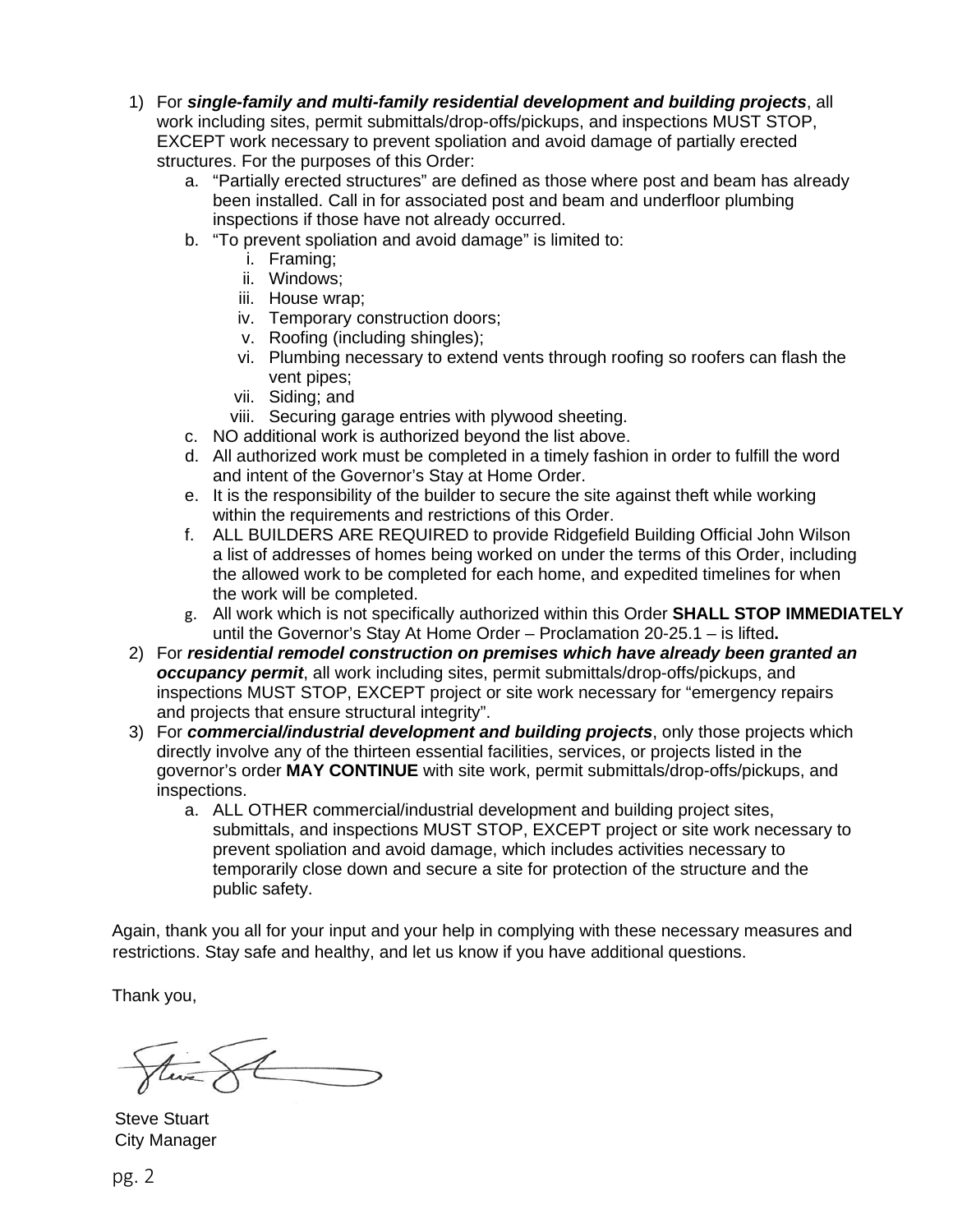1) For ***single-family and multi-family residential development and building projects***, all work including sites, permit submittals/drop-offs/pickups, and inspections MUST STOP, EXCEPT work necessary to prevent spoliation and avoid damage of partially erected structures. For the purposes of this Order:
    a. "Partially erected structures" are defined as those where post and beam has already been installed. Call in for associated post and beam and underfloor plumbing inspections if those have not already occurred.
    b. "To prevent spoliation and avoid damage" is limited to:
        i. Framing;
        ii. Windows;
        iii. House wrap;
        iv. Temporary construction doors;
        v. Roofing (including shingles);
        vi. Plumbing necessary to extend vents through roofing so roofers can flash the vent pipes;
        vii. Siding; and
        viii. Securing garage entries with plywood sheeting.
    c. NO additional work is authorized beyond the list above.
    d. All authorized work must be completed in a timely fashion in order to fulfill the word and intent of the Governor's Stay at Home Order.
    e. It is the responsibility of the builder to secure the site against theft while working within the requirements and restrictions of this Order.
    f. ALL BUILDERS ARE REQUIRED to provide Ridgefield Building Official John Wilson a list of addresses of homes being worked on under the terms of this Order, including the allowed work to be completed for each home, and expedited timelines for when the work will be completed.
    g. All work which is not specifically authorized within this Order **SHALL STOP IMMEDIATELY** until the Governor's Stay At Home Order – Proclamation 20-25.1 – is lifted**.**
2) For ***residential remodel construction on premises which have already been granted an occupancy permit***, all work including sites, permit submittals/drop-offs/pickups, and inspections MUST STOP, EXCEPT project or site work necessary for "emergency repairs and projects that ensure structural integrity".
3) For ***commercial/industrial development and building projects***, only those projects which directly involve any of the thirteen essential facilities, services, or projects listed in the governor's order **MAY CONTINUE** with site work, permit submittals/drop-offs/pickups, and inspections.
    a. ALL OTHER commercial/industrial development and building project sites, submittals, and inspections MUST STOP, EXCEPT project or site work necessary to prevent spoliation and avoid damage, which includes activities necessary to temporarily close down and secure a site for protection of the structure and the public safety.

Again, thank you all for your input and your help in complying with these necessary measures and restrictions. Stay safe and healthy, and let us know if you have additional questions.

Thank you,

Steve Stuart
City Manager